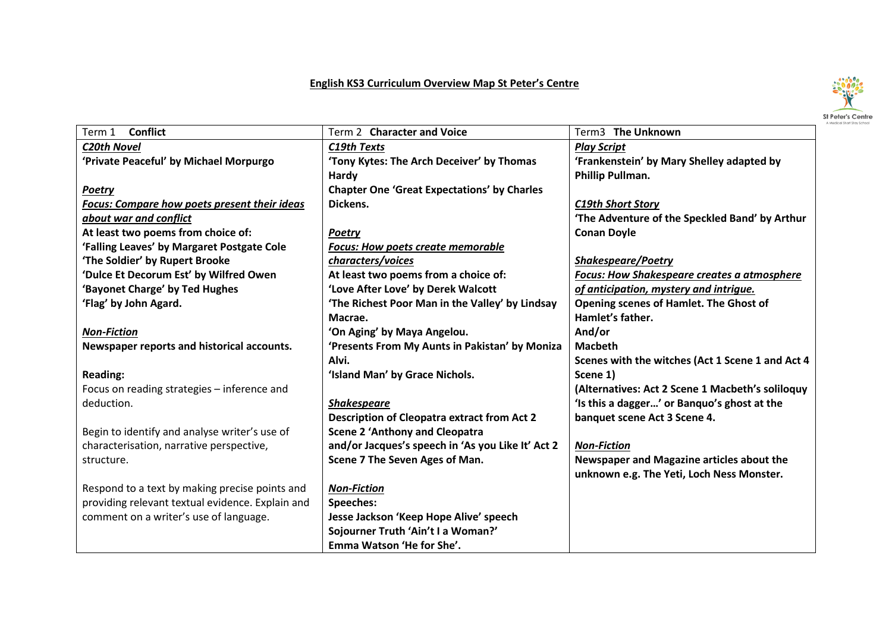# English KS3 Curriculum Overview Map St Peter's Centre

| Term 1 **Conflict** | Term 2 **Character and Voice** | Term3 **The Unknown** |
| --- | --- | --- |
| ***C20th Novel***<br>**'Private Peaceful' by Michael Morpurgo**<br><br>***Poetry***<br>***Focus: Compare how poets present their ideas about war and conflict***<br>**At least two poems from choice of:**<br>**'Falling Leaves' by Margaret Postgate Cole**<br>**'The Soldier' by Rupert Brooke**<br>**'Dulce Et Decorum Est' by Wilfred Owen**<br>**'Bayonet Charge' by Ted Hughes**<br>**'Flag' by John Agard.**<br><br>***Non-Fiction***<br>**Newspaper reports and historical accounts.**<br><br>**Reading:**<br>Focus on reading strategies – inference and deduction.<br><br>Begin to identify and analyse writer's use of characterisation, narrative perspective, structure.<br><br>Respond to a text by making precise points and providing relevant textual evidence. Explain and comment on a writer's use of language. | ***C19th Texts***<br>**'Tony Kytes: The Arch Deceiver' by Thomas Hardy**<br>**Chapter One 'Great Expectations' by Charles Dickens.**<br><br>***Poetry***<br>***Focus: How poets create memorable characters/voices***<br>**At least two poems from a choice of:**<br>**'Love After Love' by Derek Walcott**<br>**'The Richest Poor Man in the Valley' by Lindsay Macrae.**<br>**'On Aging' by Maya Angelou.**<br>**'Presents From My Aunts in Pakistan' by Moniza Alvi.**<br>**'Island Man' by Grace Nichols.**<br><br>***Shakespeare***<br>**Description of Cleopatra extract from Act 2 Scene 2 'Anthony and Cleopatra**<br>**and/or Jacques's speech in 'As you Like It' Act 2 Scene 7 The Seven Ages of Man.**<br><br>***Non-Fiction***<br>**Speeches:**<br>**Jesse Jackson 'Keep Hope Alive' speech**<br>**Sojourner Truth 'Ain't I a Woman?'**<br>**Emma Watson 'He for She'.** | ***Play Script***<br>**'Frankenstein' by Mary Shelley adapted by Phillip Pullman.**<br><br>***C19th Short Story***<br>**'The Adventure of the Speckled Band' by Arthur Conan Doyle**<br><br>***Shakespeare/Poetry***<br>***Focus: How Shakespeare creates a atmosphere of anticipation, mystery and intrigue.***<br>**Opening scenes of Hamlet. The Ghost of Hamlet's father.**<br>**And/or**<br>**Macbeth**<br>**Scenes with the witches (Act 1 Scene 1 and Act 4 Scene 1)**<br>**(Alternatives: Act 2 Scene 1 Macbeth's soliloquy 'Is this a dagger…' or Banquo's ghost at the banquet scene Act 3 Scene 4.**<br><br>***Non-Fiction***<br>**Newspaper and Magazine articles about the unknown e.g. The Yeti, Loch Ness Monster.** |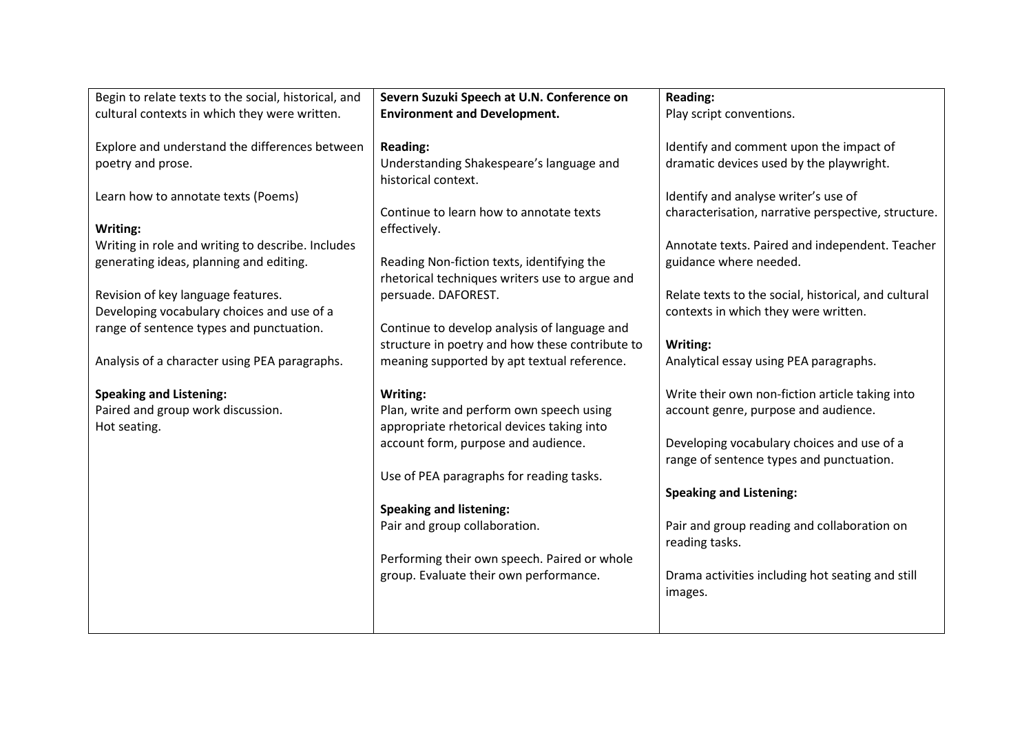| | | |
|---|---|---|
| Begin to relate texts to the social, historical, and cultural contexts in which they were written.<br><br>Explore and understand the differences between poetry and prose.<br><br>Learn how to annotate texts (Poems)<br><br>**Writing:**<br>Writing in role and writing to describe. Includes generating ideas, planning and editing.<br><br>Revision of key language features.<br>Developing vocabulary choices and use of a range of sentence types and punctuation.<br><br>Analysis of a character using PEA paragraphs.<br><br>**Speaking and Listening:**<br>Paired and group work discussion.<br>Hot seating. | **Severn Suzuki Speech at U.N. Conference on Environment and Development.**<br><br>**Reading:**<br>Understanding Shakespeare's language and historical context.<br><br>Continue to learn how to annotate texts effectively.<br><br>Reading Non-fiction texts, identifying the rhetorical techniques writers use to argue and persuade. DAFOREST.<br><br>Continue to develop analysis of language and structure in poetry and how these contribute to meaning supported by apt textual reference.<br><br>**Writing:**<br>Plan, write and perform own speech using appropriate rhetorical devices taking into account form, purpose and audience.<br><br>Use of PEA paragraphs for reading tasks.<br><br>**Speaking and listening:**<br>Pair and group collaboration.<br><br>Performing their own speech. Paired or whole group. Evaluate their own performance. | **Reading:**<br>Play script conventions.<br><br>Identify and comment upon the impact of dramatic devices used by the playwright.<br><br>Identify and analyse writer's use of characterisation, narrative perspective, structure.<br><br>Annotate texts. Paired and independent. Teacher guidance where needed.<br><br>Relate texts to the social, historical, and cultural contexts in which they were written.<br><br>**Writing:**<br>Analytical essay using PEA paragraphs.<br><br>Write their own non-fiction article taking into account genre, purpose and audience.<br><br>Developing vocabulary choices and use of a range of sentence types and punctuation.<br><br>**Speaking and Listening:**<br><br>Pair and group reading and collaboration on reading tasks.<br><br>Drama activities including hot seating and still images. |